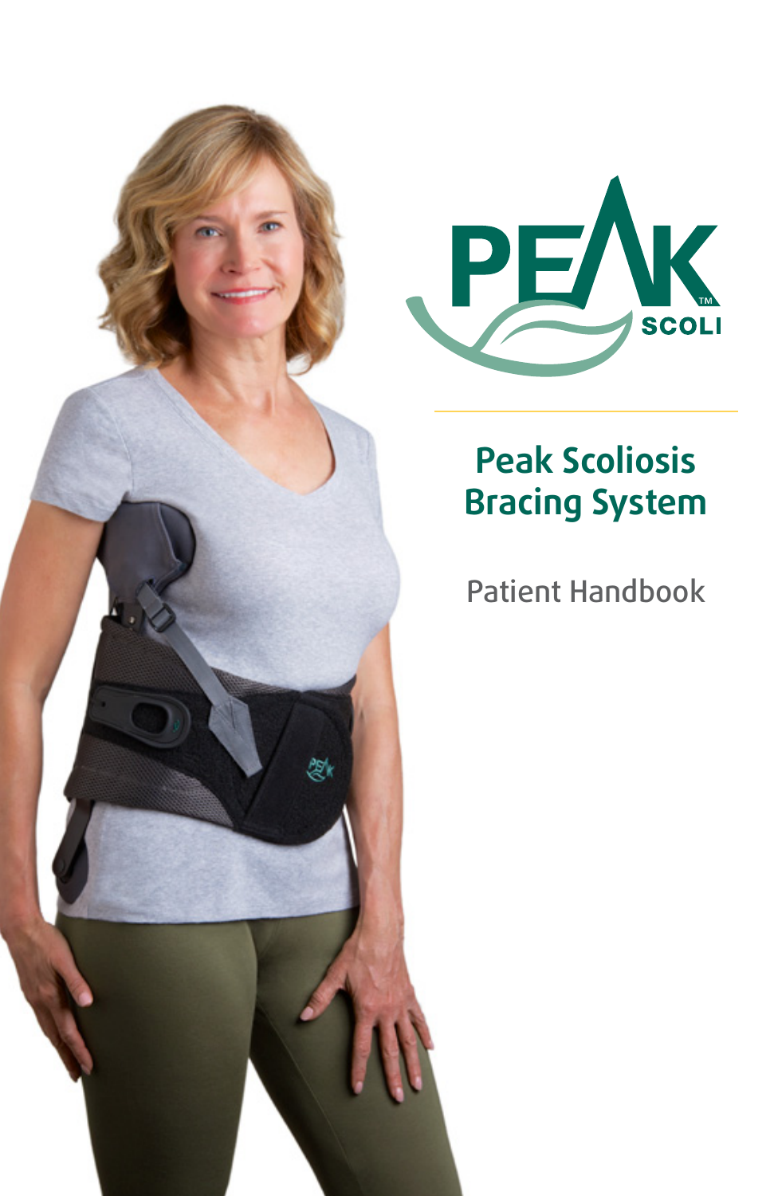PEAK™ SCOLI

# Peak Scoliosis Bracing System

Patient Handbook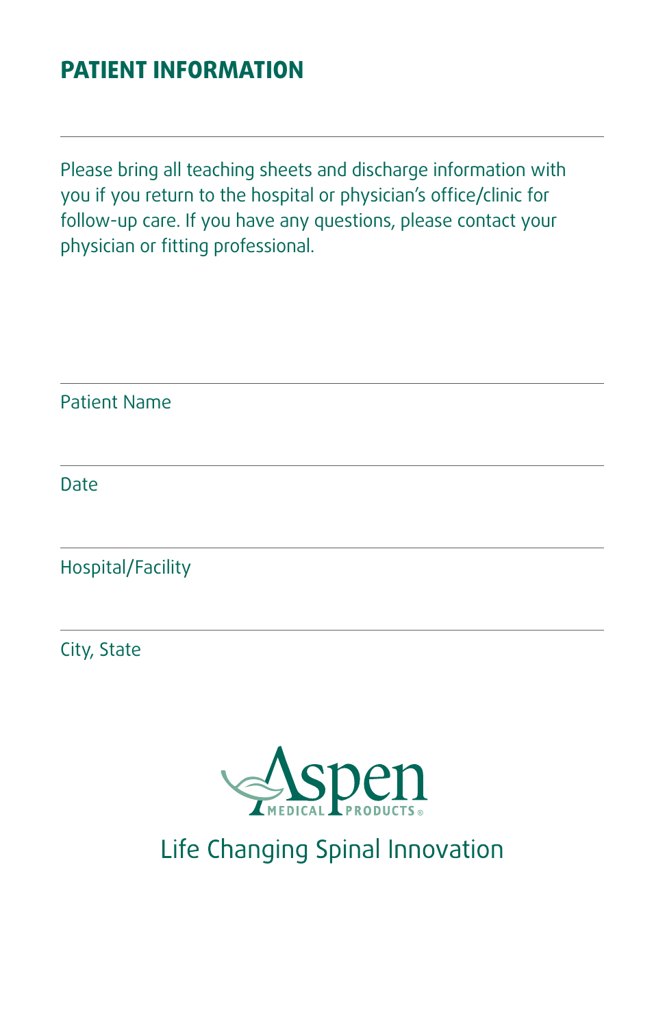## PATIENT INFORMATION

---

Please bring all teaching sheets and discharge information with you if you return to the hospital or physician's office/clinic for follow-up care. If you have any questions, please contact your physician or fitting professional.

---

Patient Name

---

Date

---

Hospital/Facility

---

City, State

Aspen MEDICAL PRODUCTS®

Life Changing Spinal Innovation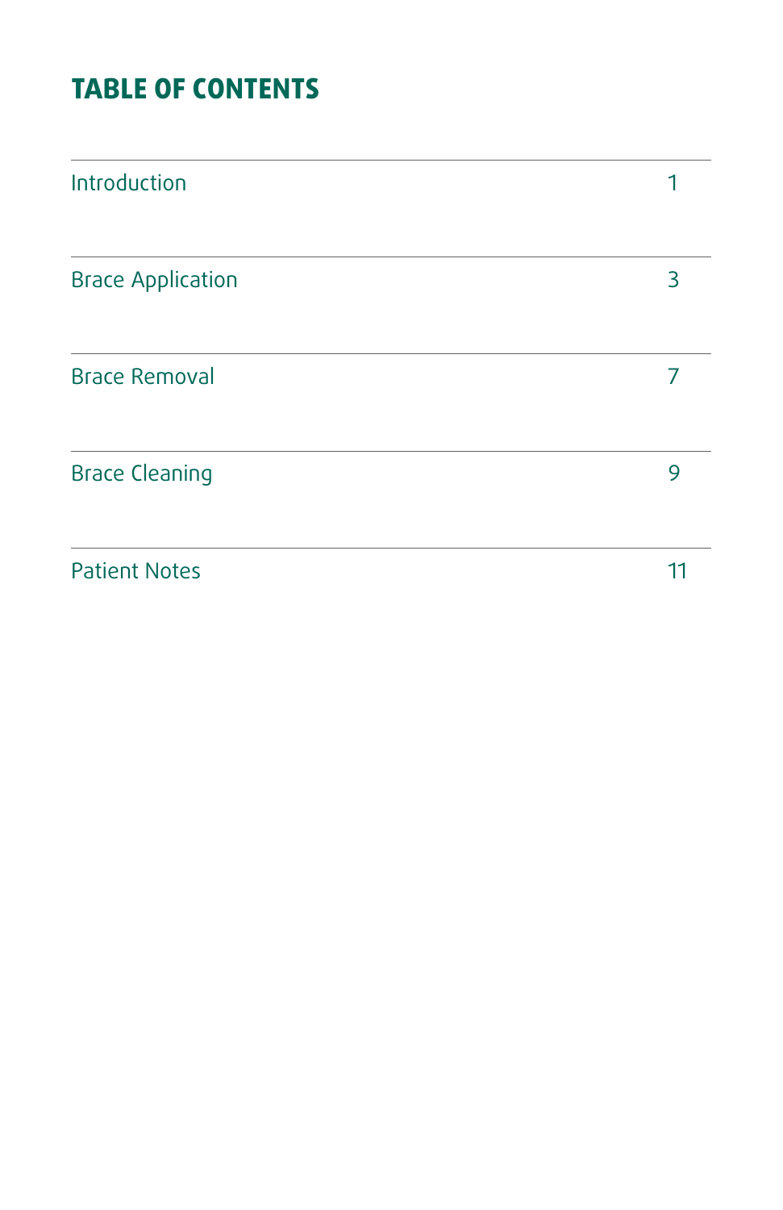# TABLE OF CONTENTS

| | |
|---|---|
| Introduction | 1 |
| Brace Application | 3 |
| Brace Removal | 7 |
| Brace Cleaning | 9 |
| Patient Notes | 11 |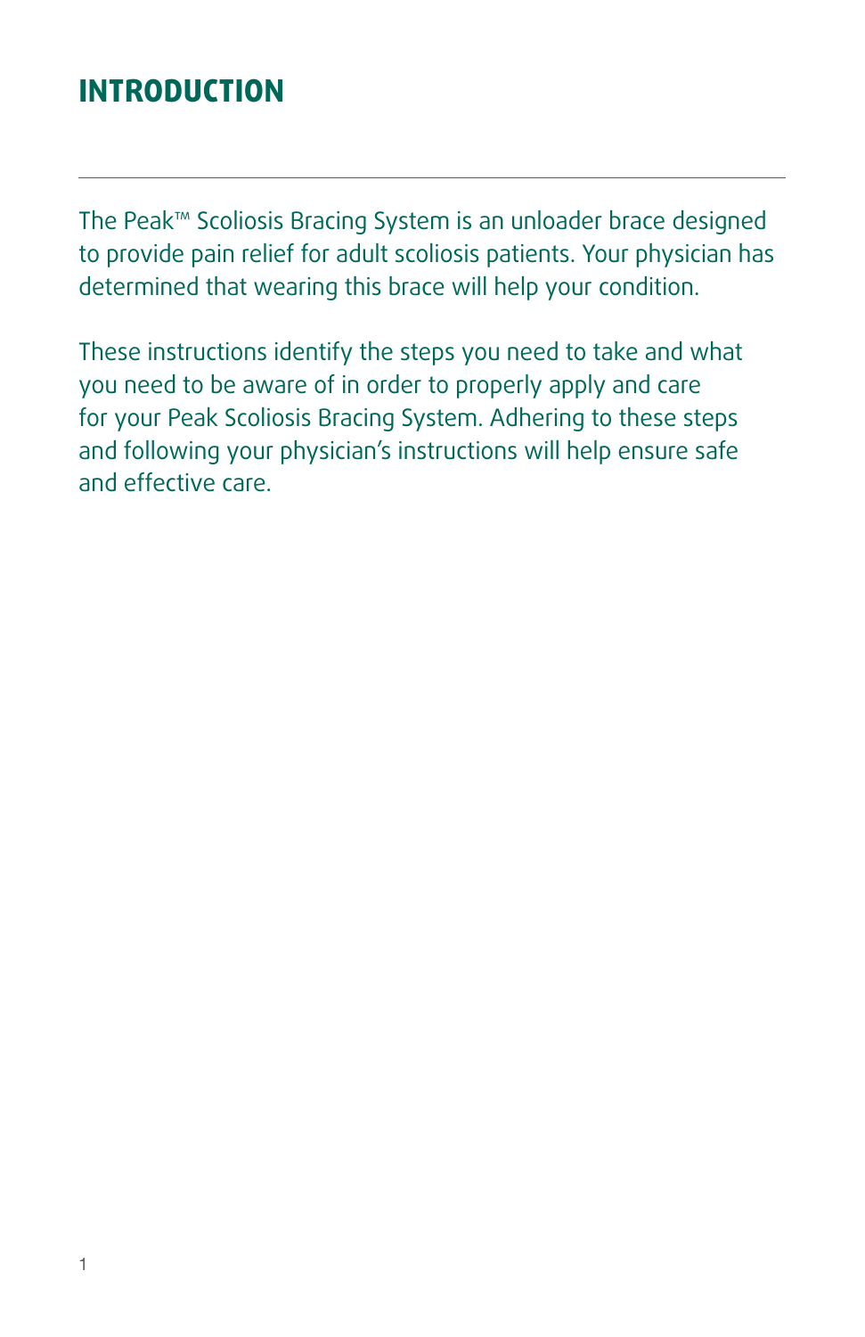# INTRODUCTION

The Peak™ Scoliosis Bracing System is an unloader brace designed to provide pain relief for adult scoliosis patients. Your physician has determined that wearing this brace will help your condition.

These instructions identify the steps you need to take and what you need to be aware of in order to properly apply and care for your Peak Scoliosis Bracing System. Adhering to these steps and following your physician's instructions will help ensure safe and effective care.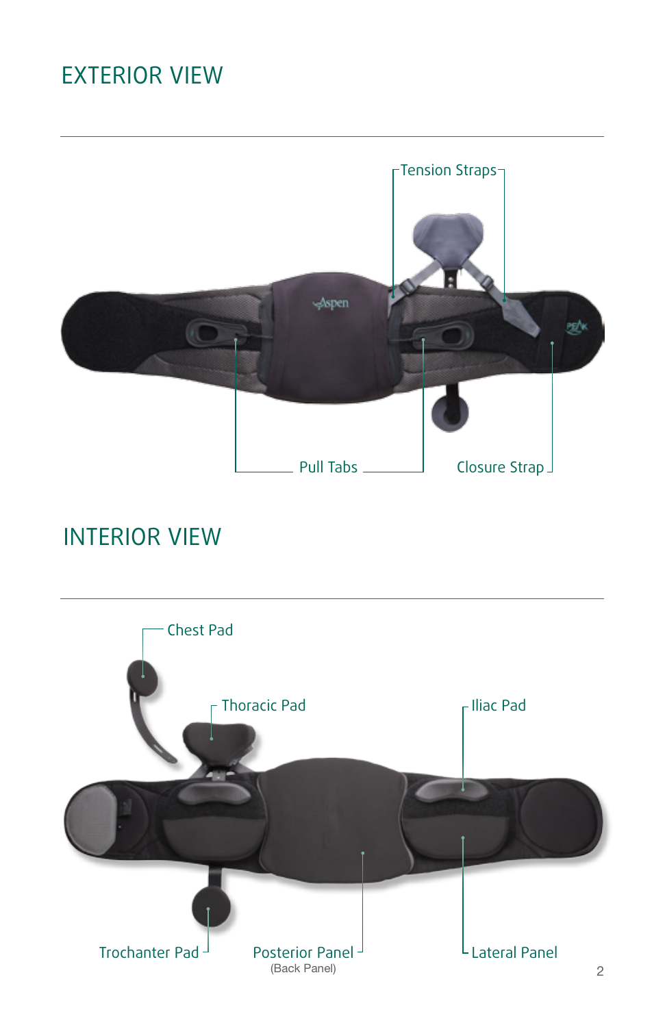## EXTERIOR VIEW

Tension Straps

Pull Tabs

Closure Strap

## INTERIOR VIEW

Chest Pad

Thoracic Pad

Iliac Pad

Trochanter Pad

Posterior Panel
(Back Panel)

Lateral Panel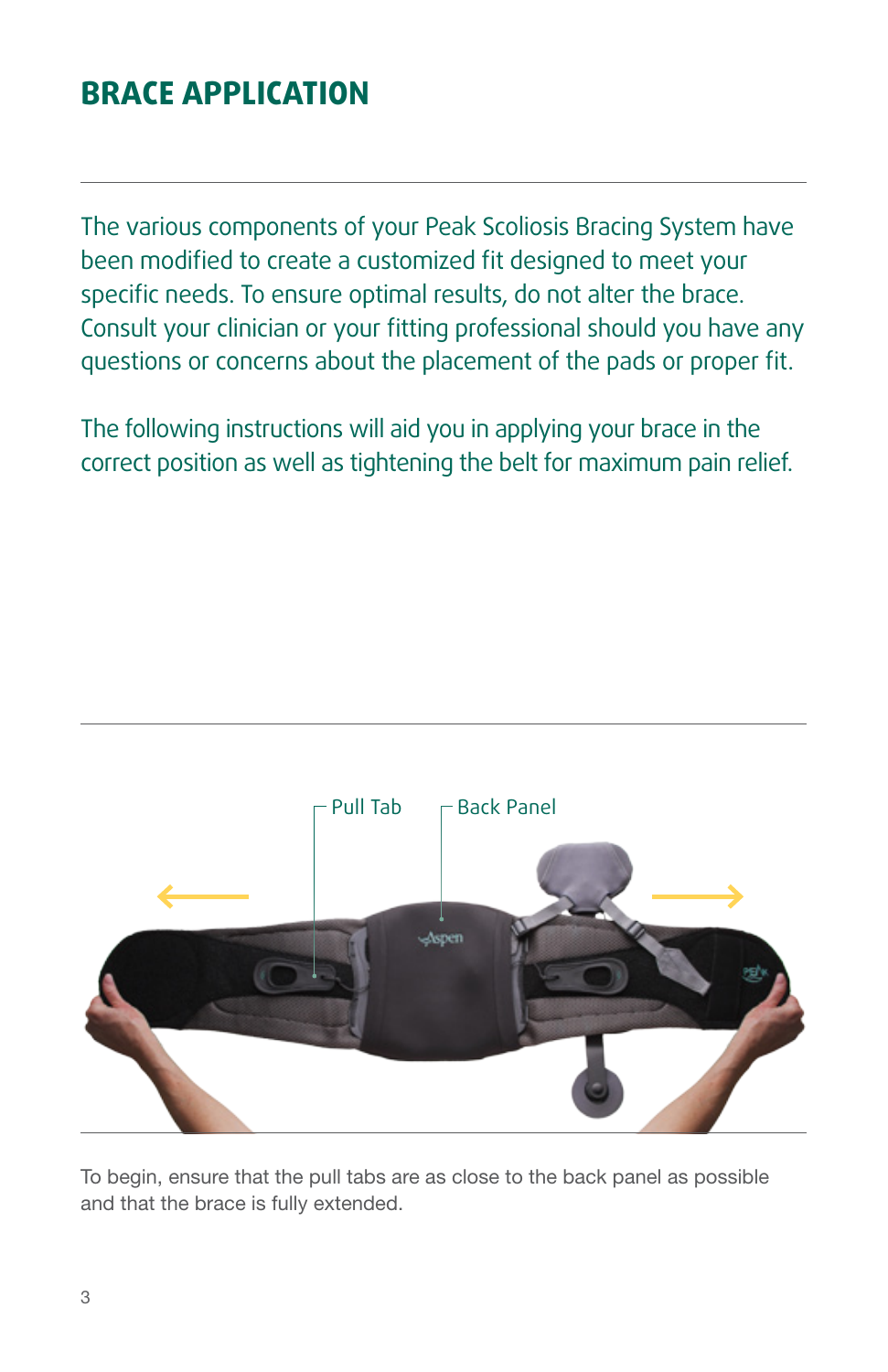## BRACE APPLICATION

The various components of your Peak Scoliosis Bracing System have been modified to create a customized fit designed to meet your specific needs. To ensure optimal results, do not alter the brace. Consult your clinician or your fitting professional should you have any questions or concerns about the placement of the pads or proper fit.

The following instructions will aid you in applying your brace in the correct position as well as tightening the belt for maximum pain relief.

Pull Tab

Back Panel

To begin, ensure that the pull tabs are as close to the back panel as possible and that the brace is fully extended.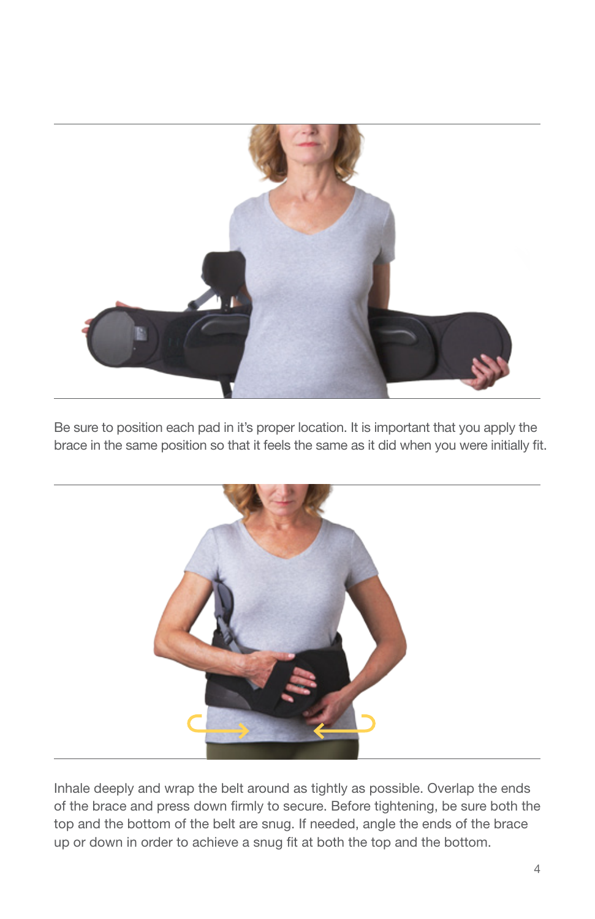Be sure to position each pad in it's proper location. It is important that you apply the brace in the same position so that it feels the same as it did when you were initially fit.

Inhale deeply and wrap the belt around as tightly as possible. Overlap the ends of the brace and press down firmly to secure. Before tightening, be sure both the top and the bottom of the belt are snug. If needed, angle the ends of the brace up or down in order to achieve a snug fit at both the top and the bottom.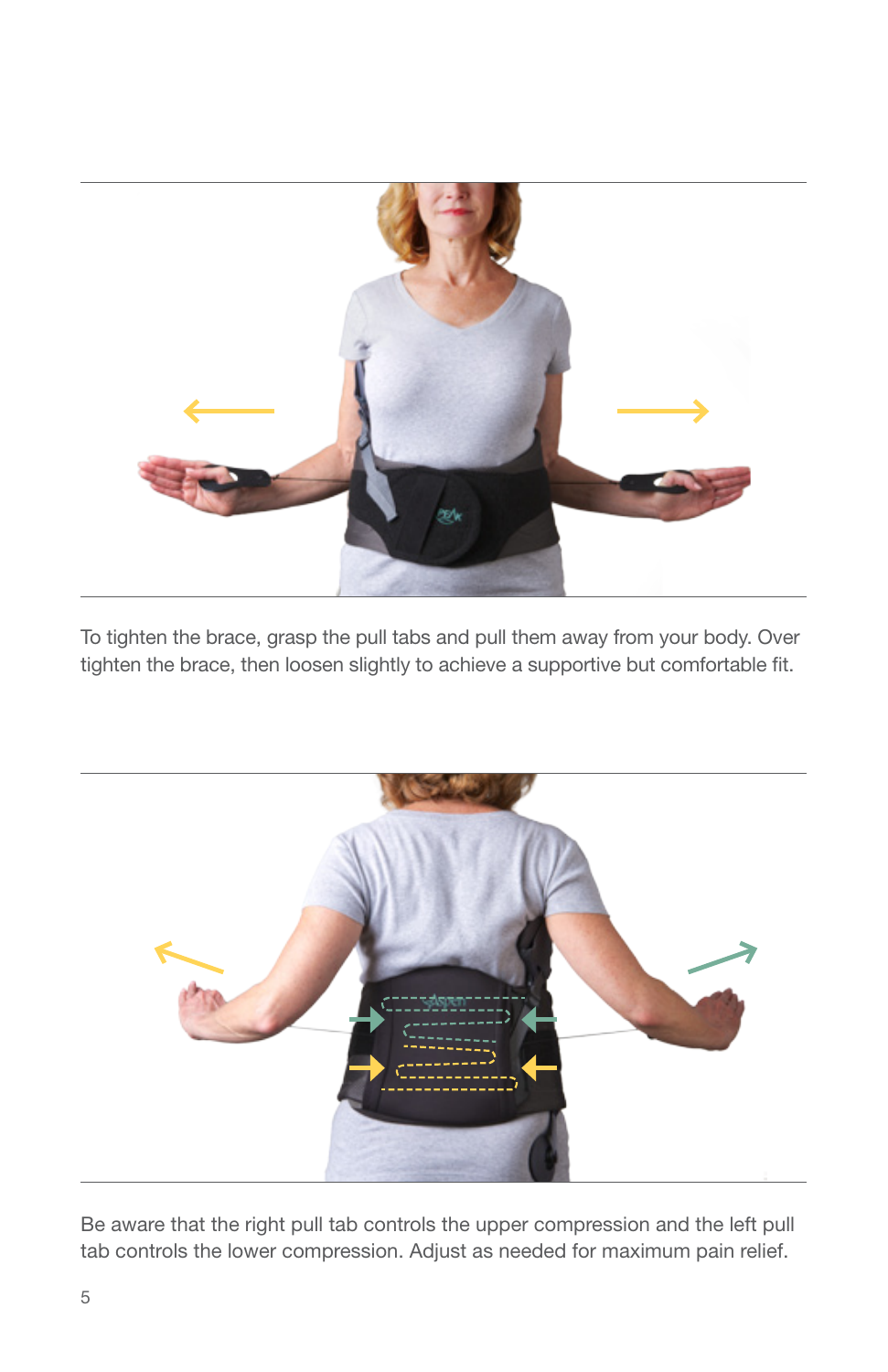To tighten the brace, grasp the pull tabs and pull them away from your body. Over tighten the brace, then loosen slightly to achieve a supportive but comfortable fit.

Be aware that the right pull tab controls the upper compression and the left pull tab controls the lower compression. Adjust as needed for maximum pain relief.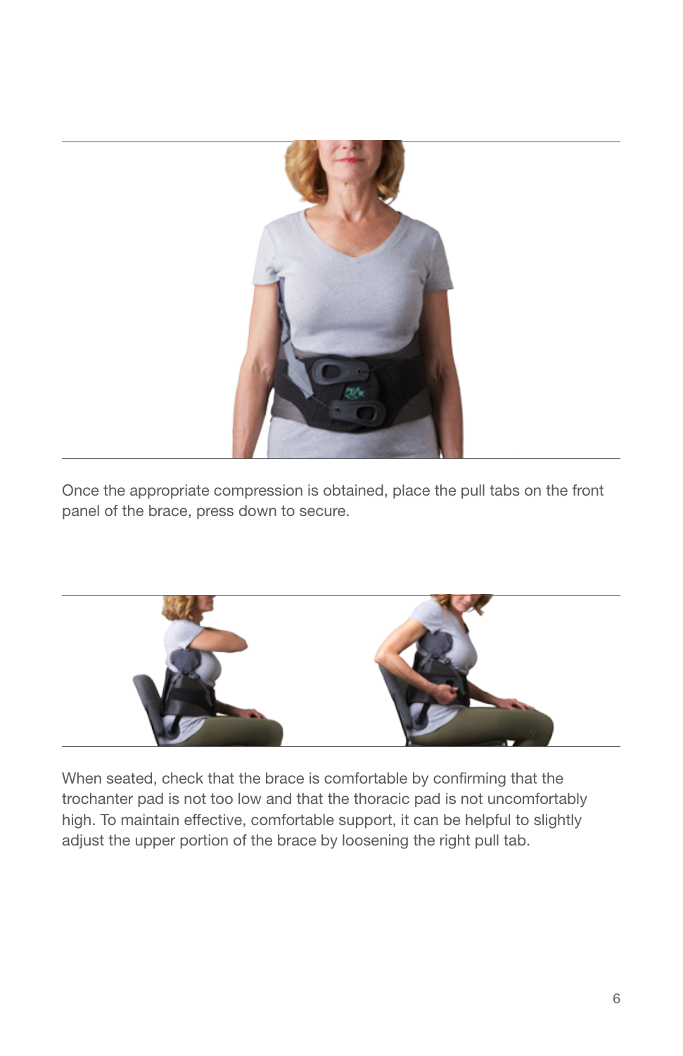Once the appropriate compression is obtained, place the pull tabs on the front panel of the brace, press down to secure.

When seated, check that the brace is comfortable by confirming that the trochanter pad is not too low and that the thoracic pad is not uncomfortably high. To maintain effective, comfortable support, it can be helpful to slightly adjust the upper portion of the brace by loosening the right pull tab.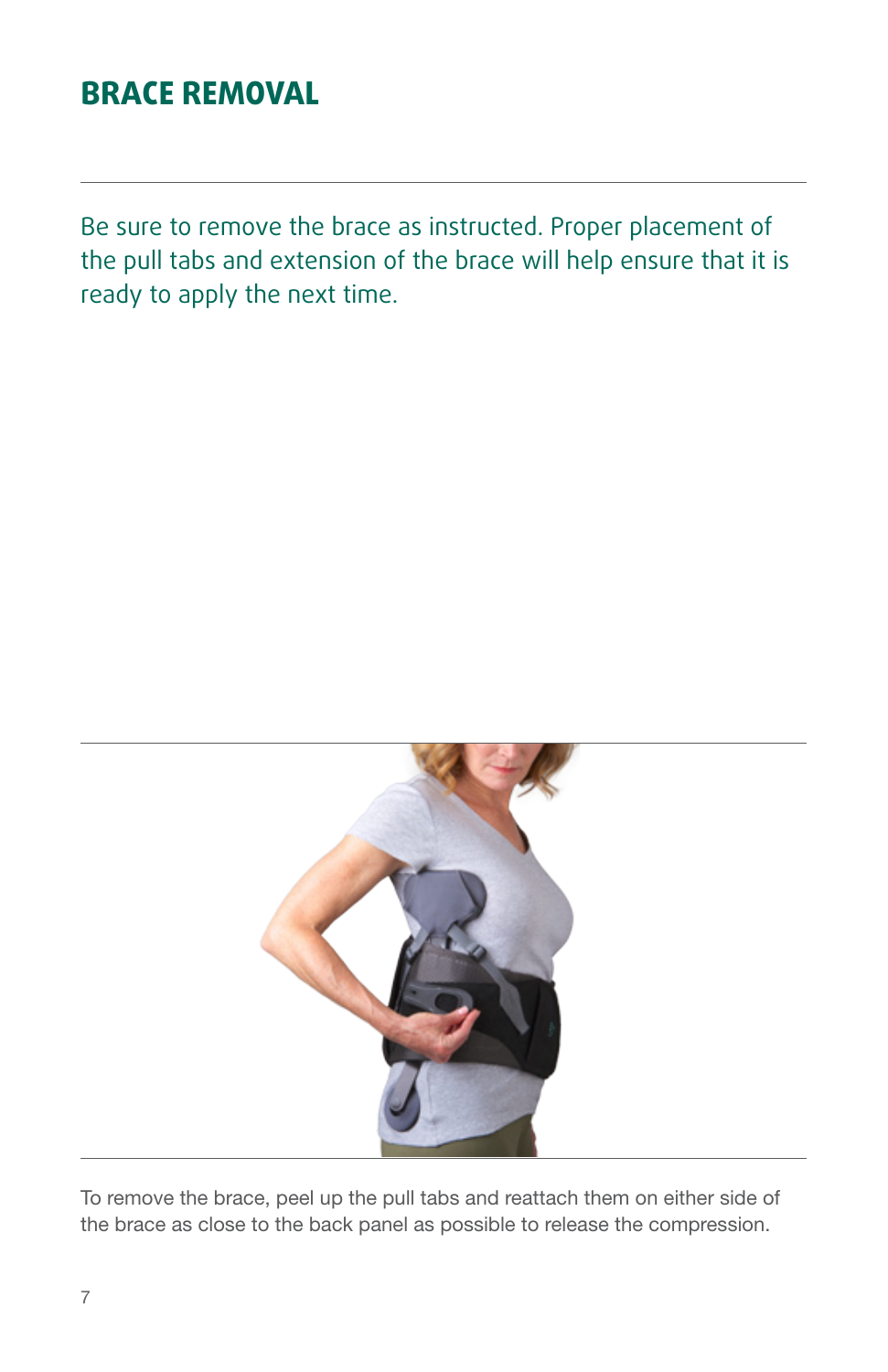## BRACE REMOVAL

Be sure to remove the brace as instructed. Proper placement of the pull tabs and extension of the brace will help ensure that it is ready to apply the next time.

To remove the brace, peel up the pull tabs and reattach them on either side of the brace as close to the back panel as possible to release the compression.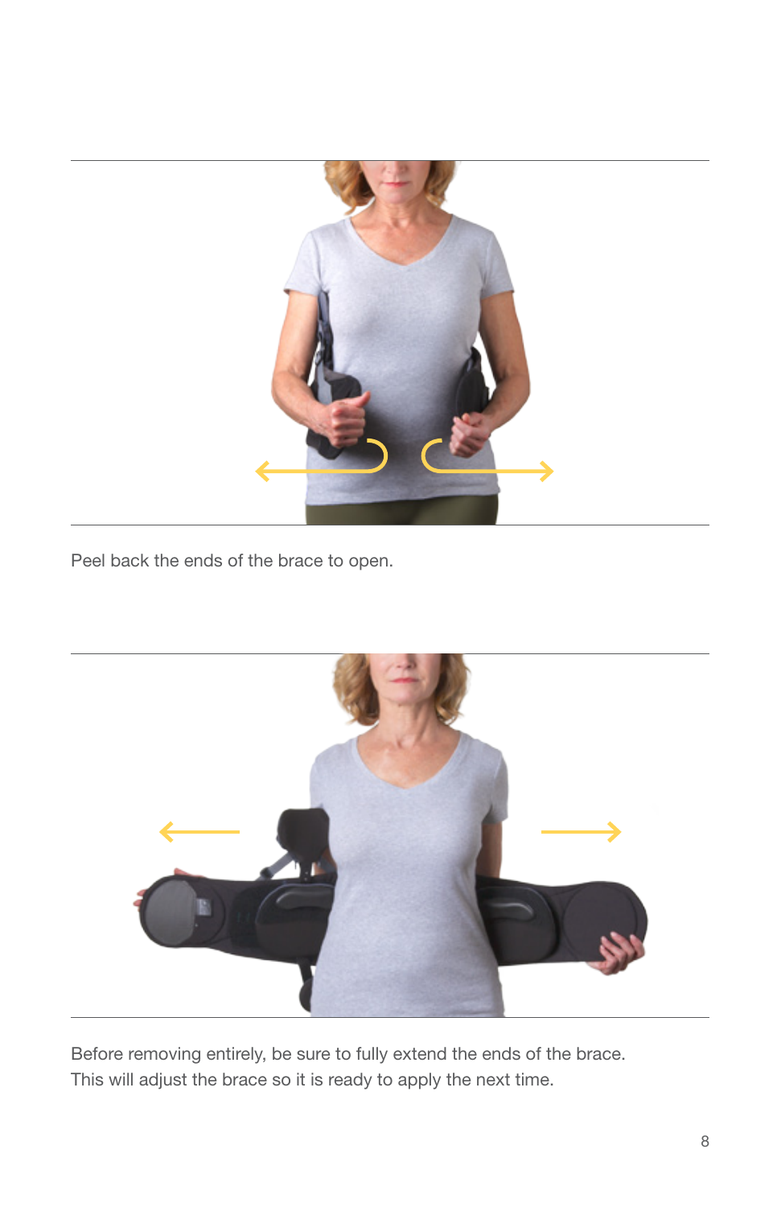Peel back the ends of the brace to open.

Before removing entirely, be sure to fully extend the ends of the brace. This will adjust the brace so it is ready to apply the next time.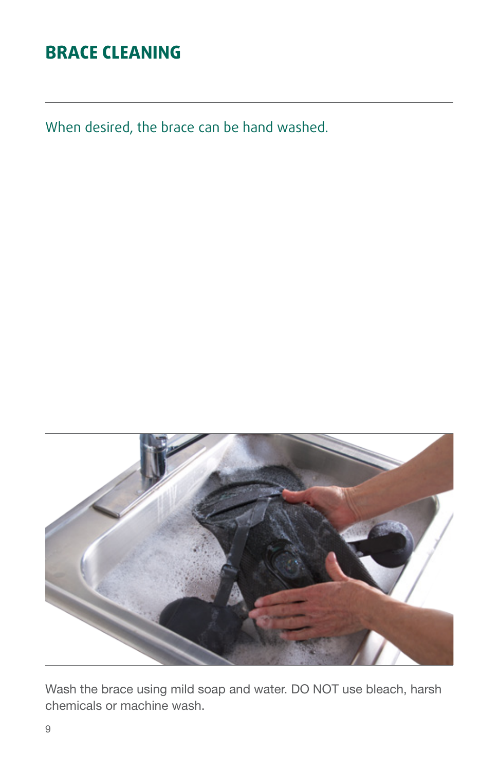# BRACE CLEANING

When desired, the brace can be hand washed.

Wash the brace using mild soap and water. DO NOT use bleach, harsh chemicals or machine wash.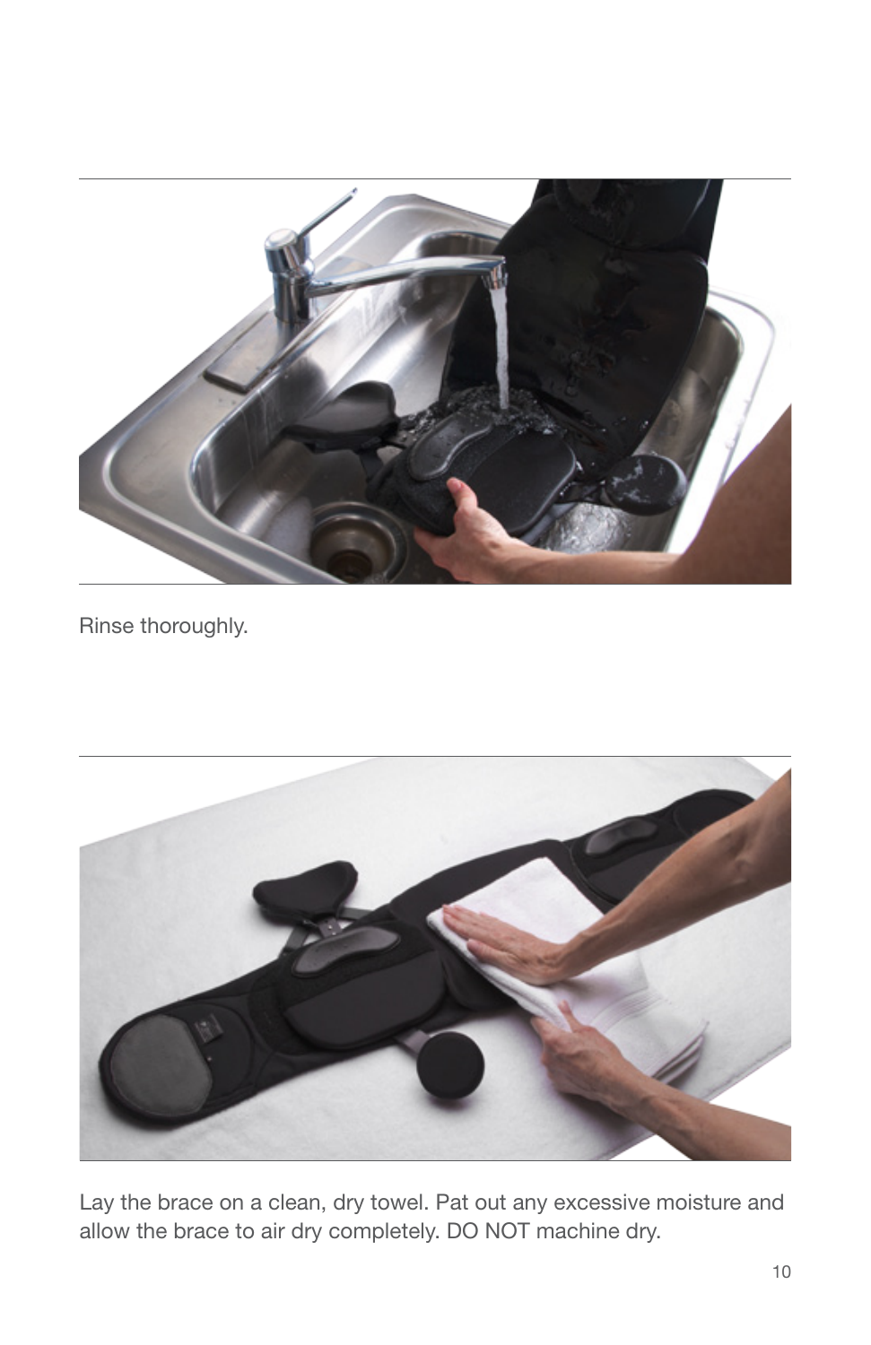Rinse thoroughly.

Lay the brace on a clean, dry towel. Pat out any excessive moisture and allow the brace to air dry completely. DO NOT machine dry.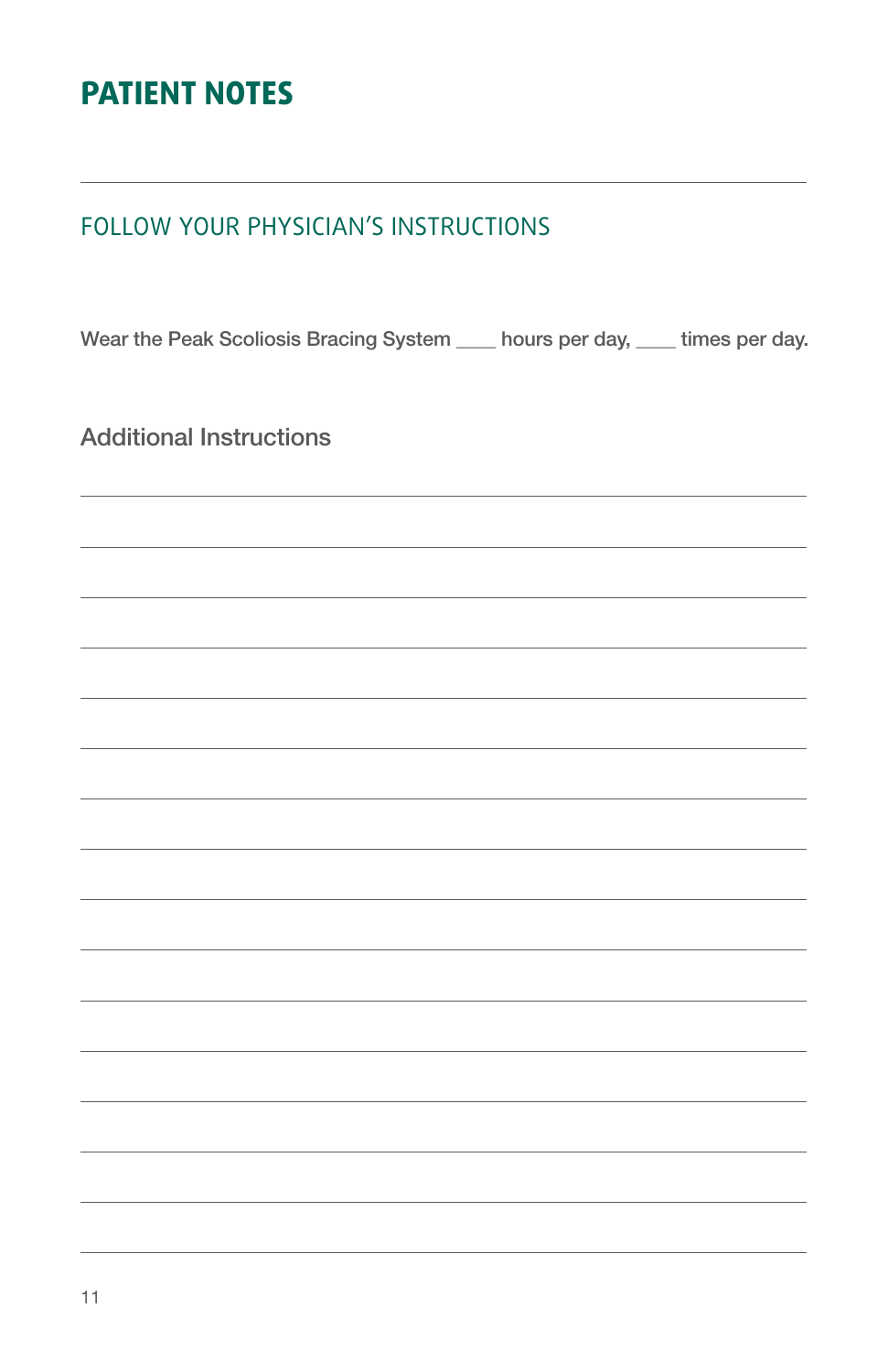# PATIENT NOTES

## FOLLOW YOUR PHYSICIAN'S INSTRUCTIONS

Wear the Peak Scoliosis Bracing System ____ hours per day, ____ times per day.

### Additional Instructions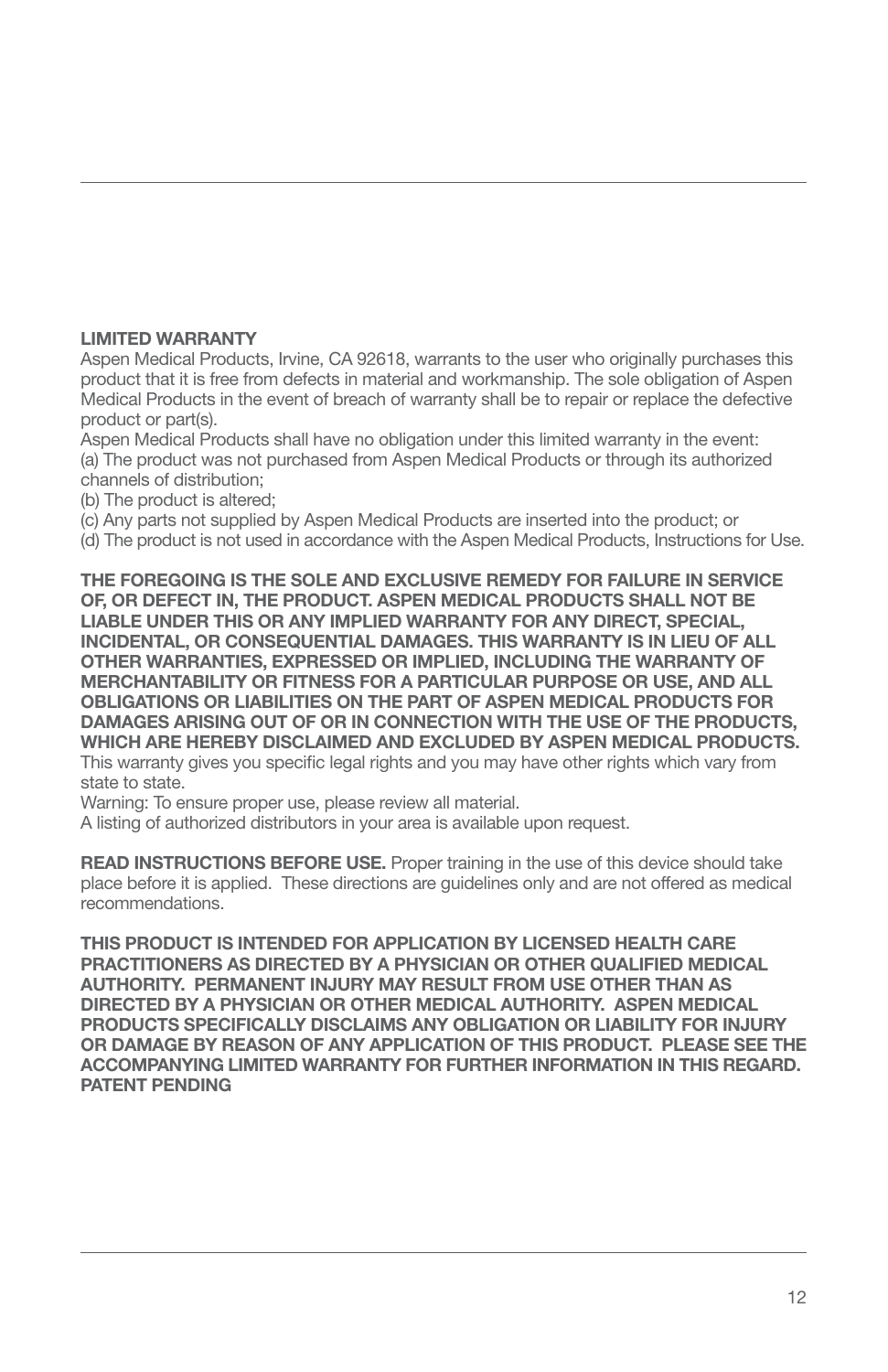**LIMITED WARRANTY**
Aspen Medical Products, Irvine, CA 92618, warrants to the user who originally purchases this product that it is free from defects in material and workmanship. The sole obligation of Aspen Medical Products in the event of breach of warranty shall be to repair or replace the defective product or part(s).
Aspen Medical Products shall have no obligation under this limited warranty in the event:
(a) The product was not purchased from Aspen Medical Products or through its authorized channels of distribution;
(b) The product is altered;
(c) Any parts not supplied by Aspen Medical Products are inserted into the product; or
(d) The product is not used in accordance with the Aspen Medical Products, Instructions for Use.

**THE FOREGOING IS THE SOLE AND EXCLUSIVE REMEDY FOR FAILURE IN SERVICE OF, OR DEFECT IN, THE PRODUCT. ASPEN MEDICAL PRODUCTS SHALL NOT BE LIABLE UNDER THIS OR ANY IMPLIED WARRANTY FOR ANY DIRECT, SPECIAL, INCIDENTAL, OR CONSEQUENTIAL DAMAGES. THIS WARRANTY IS IN LIEU OF ALL OTHER WARRANTIES, EXPRESSED OR IMPLIED, INCLUDING THE WARRANTY OF MERCHANTABILITY OR FITNESS FOR A PARTICULAR PURPOSE OR USE, AND ALL OBLIGATIONS OR LIABILITIES ON THE PART OF ASPEN MEDICAL PRODUCTS FOR DAMAGES ARISING OUT OF OR IN CONNECTION WITH THE USE OF THE PRODUCTS, WHICH ARE HEREBY DISCLAIMED AND EXCLUDED BY ASPEN MEDICAL PRODUCTS.**
This warranty gives you specific legal rights and you may have other rights which vary from state to state.
Warning: To ensure proper use, please review all material.
A listing of authorized distributors in your area is available upon request.

**READ INSTRUCTIONS BEFORE USE.** Proper training in the use of this device should take place before it is applied. These directions are guidelines only and are not offered as medical recommendations.

**THIS PRODUCT IS INTENDED FOR APPLICATION BY LICENSED HEALTH CARE PRACTITIONERS AS DIRECTED BY A PHYSICIAN OR OTHER QUALIFIED MEDICAL AUTHORITY. PERMANENT INJURY MAY RESULT FROM USE OTHER THAN AS DIRECTED BY A PHYSICIAN OR OTHER MEDICAL AUTHORITY. ASPEN MEDICAL PRODUCTS SPECIFICALLY DISCLAIMS ANY OBLIGATION OR LIABILITY FOR INJURY OR DAMAGE BY REASON OF ANY APPLICATION OF THIS PRODUCT. PLEASE SEE THE ACCOMPANYING LIMITED WARRANTY FOR FURTHER INFORMATION IN THIS REGARD.**
**PATENT PENDING**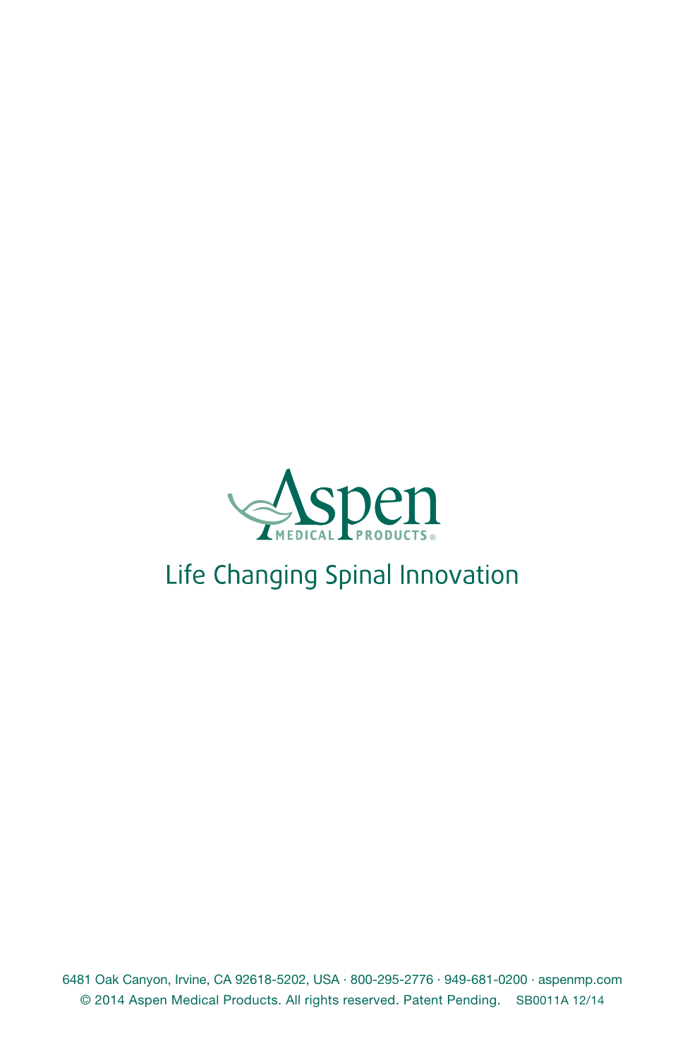Aspen MEDICAL PRODUCTS®

Life Changing Spinal Innovation

6481 Oak Canyon, Irvine, CA 92618-5202, USA · 800-295-2776 · 949-681-0200 · aspenmp.com

© 2014 Aspen Medical Products. All rights reserved. Patent Pending. SB0011A 12/14